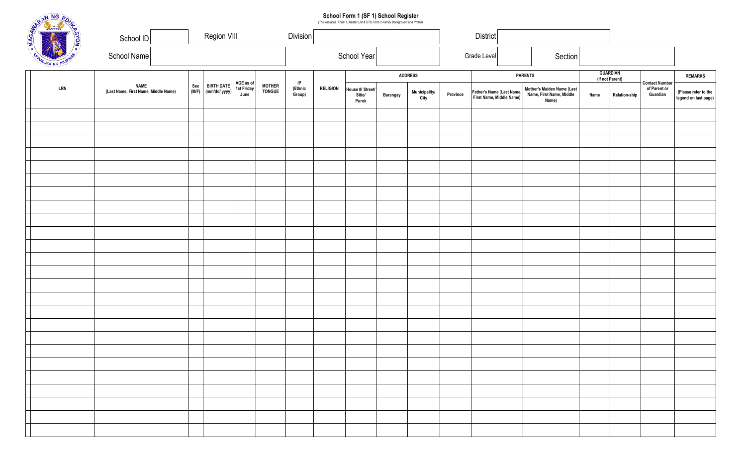# School Form 1 (SF 1) School Register

*(This replaces Form 1, Master List & STS Form 2-Family Background and Profile)*

School ID | Region VIII | Division | District

School Name | School Year | Grade Level | Section

| LRN | NAME (Last Name, First Name, Middle Name) | Sex (M/F) | BIRTH DATE (mm/dd/ yyyy) | AGE as of 1st Friday June | MOTHER TONGUE | IP (Ethnic Group) | RELIGION | ADDRESS | | | | PARENTS | | GUARDIAN (If not Parent) | | Contact Number of Parent or Guardian | REMARKS |
|---|---|---|---|---|---|---|---|---|---|---|---|---|---|---|---|---|---|
| | | | | | | | | House #/ Street/ Sitio/ Purok | Barangay | Municipality/ City | Province | Father's Name (Last Name, First Name, Middle Name) | Mother's Maiden Name (Last Name, First Name, Middle Name) | Name | Relation-ship | | (Please refer to the legend on last page) |
| | | | | | | | | | | | | | | | | | |
| | | | | | | | | | | | | | | | | | |
| | | | | | | | | | | | | | | | | | |
| | | | | | | | | | | | | | | | | | |
| | | | | | | | | | | | | | | | | | |
| | | | | | | | | | | | | | | | | | |
| | | | | | | | | | | | | | | | | | |
| | | | | | | | | | | | | | | | | | |
| | | | | | | | | | | | | | | | | | |
| | | | | | | | | | | | | | | | | | |
| | | | | | | | | | | | | | | | | | |
| | | | | | | | | | | | | | | | | | |
| | | | | | | | | | | | | | | | | | |
| | | | | | | | | | | | | | | | | | |
| | | | | | | | | | | | | | | | | | |
| | | | | | | | | | | | | | | | | | |
| | | | | | | | | | | | | | | | | | |
| | | | | | | | | | | | | | | | | | |
| | | | | | | | | | | | | | | | | | |
| | | | | | | | | | | | | | | | | | |
| | | | | | | | | | | | | | | | | | |
| | | | | | | | | | | | | | | | | | |
| | | | | | | | | | | | | | | | | | |
| | | | | | | | | | | | | | | | | | |
| | | | | | | | | | | | | | | | | | |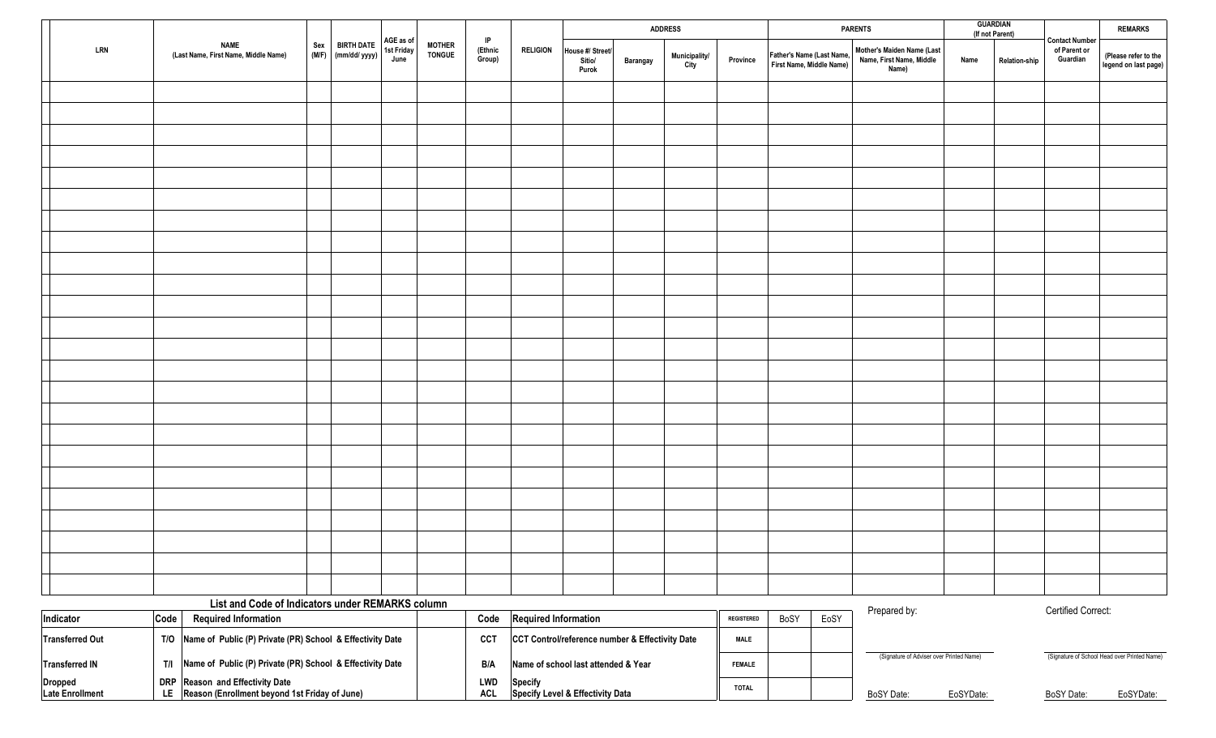| LRN | NAME (Last Name, First Name, Middle Name) | Sex (M/F) | BIRTH DATE (mm/dd/ yyyy) | AGE as of 1st Friday June | MOTHER TONGUE | IP (Ethnic Group) | RELIGION | ADDRESS | | | | PARENTS | | GUARDIAN (If not Parent) | | Contact Number of Parent or Guardian | REMARKS |
|---|---|---|---|---|---|---|---|---|---|---|---|---|---|---|---|---|---|
| | | | | | | | | House #/ Street/ Sitio/ Purok | Barangay | Municipality/ City | Province | Father's Name (Last Name, First Name, Middle Name) | Mother's Maiden Name (Last Name, First Name, Middle Name) | Name | Relation-ship | | (Please refer to the legend on last page) |
| | | | | | | | | | | | | | | | | | |
| | | | | | | | | | | | | | | | | | |
| | | | | | | | | | | | | | | | | | |
| | | | | | | | | | | | | | | | | | |
| | | | | | | | | | | | | | | | | | |
| | | | | | | | | | | | | | | | | | |
| | | | | | | | | | | | | | | | | | |
| | | | | | | | | | | | | | | | | | |
| | | | | | | | | | | | | | | | | | |
| | | | | | | | | | | | | | | | | | |
| | | | | | | | | | | | | | | | | | |
| | | | | | | | | | | | | | | | | | |
| | | | | | | | | | | | | | | | | | |
| | | | | | | | | | | | | | | | | | |
| | | | | | | | | | | | | | | | | | |
| | | | | | | | | | | | | | | | | | |
| | | | | | | | | | | | | | | | | | |
| | | | | | | | | | | | | | | | | | |
| | | | | | | | | | | | | | | | | | |
| | | | | | | | | | | | | | | | | | |
| | | | | | | | | | | | | | | | | | |
| | | | | | | | | | | | | | | | | | |
| | | | | | | | | | | | | | | | | | |
| | | | | | | | | | | | | | | | | | |

**List and Code of Indicators under REMARKS column**

| Indicator | Code | Required Information | Code | Required Information |
|---|---|---|---|---|
| Transferred Out | T/O | Name of Public (P) Private (PR) School & Effectivity Date | CCT | CCT Control/reference number & Effectivity Date |
| Transferred IN | T/I | Name of Public (P) Private (PR) School & Effectivity Date | B/A | Name of school last attended & Year |
| Dropped | DRP | Reason and Effectivity Date | LWD | Specify |
| Late Enrollment | LE | Reason (Enrollment beyond 1st Friday of June) | ACL | Specify Level & Effectivity Data |

| REGISTERED | BoSY | EoSY |
|---|---|---|
| MALE | | |
| FEMALE | | |
| TOTAL | | |

Prepared by:

(Signature of Adviser over Printed Name)

BoSY Date: EoSYDate:

Certified Correct:

(Signature of School Head over Printed Name)

BoSY Date: EoSYDate: